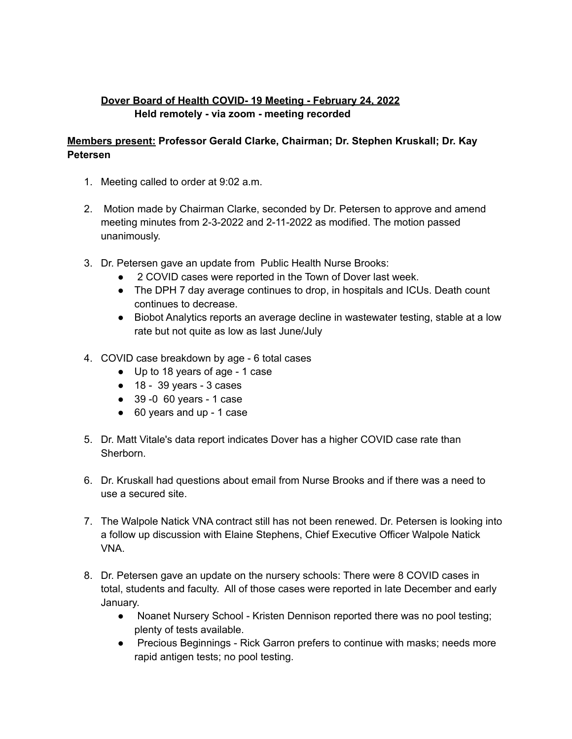**Dover Board of Health COVID- 19 Meeting - February 24, 2022**
**Held remotely - via zoom - meeting recorded**

**Members present: Professor Gerald Clarke, Chairman; Dr. Stephen Kruskall; Dr. Kay Petersen**

1. Meeting called to order at 9:02 a.m.

2. Motion made by Chairman Clarke, seconded by Dr. Petersen to approve and amend meeting minutes from 2-3-2022 and 2-11-2022 as modified. The motion passed unanimously.

3. Dr. Petersen gave an update from Public Health Nurse Brooks:
   - 2 COVID cases were reported in the Town of Dover last week.
   - The DPH 7 day average continues to drop, in hospitals and ICUs. Death count continues to decrease.
   - Biobot Analytics reports an average decline in wastewater testing, stable at a low rate but not quite as low as last June/July

4. COVID case breakdown by age - 6 total cases
   - Up to 18 years of age - 1 case
   - 18 - 39 years - 3 cases
   - 39 -0 60 years - 1 case
   - 60 years and up - 1 case

5. Dr. Matt Vitale's data report indicates Dover has a higher COVID case rate than Sherborn.

6. Dr. Kruskall had questions about email from Nurse Brooks and if there was a need to use a secured site.

7. The Walpole Natick VNA contract still has not been renewed. Dr. Petersen is looking into a follow up discussion with Elaine Stephens, Chief Executive Officer Walpole Natick VNA.

8. Dr. Petersen gave an update on the nursery schools: There were 8 COVID cases in total, students and faculty. All of those cases were reported in late December and early January.
   - Noanet Nursery School - Kristen Dennison reported there was no pool testing; plenty of tests available.
   - Precious Beginnings - Rick Garron prefers to continue with masks; needs more rapid antigen tests; no pool testing.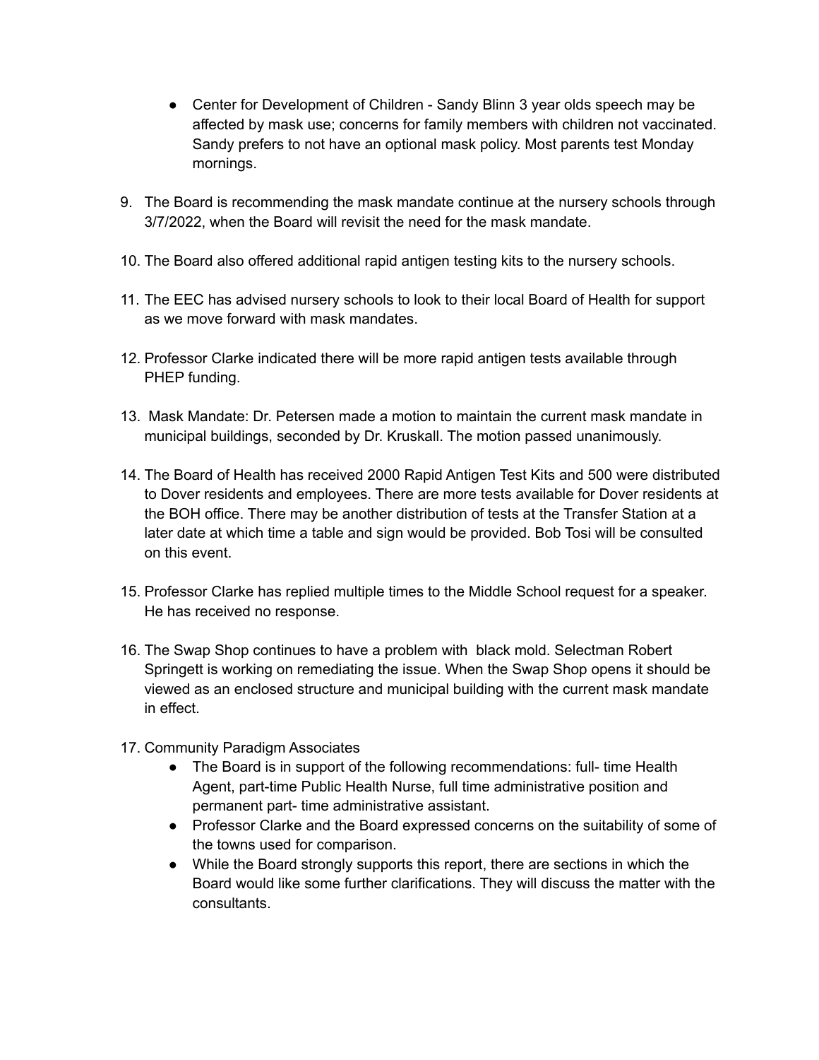- Center for Development of Children - Sandy Blinn 3 year olds speech may be affected by mask use; concerns for family members with children not vaccinated. Sandy prefers to not have an optional mask policy. Most parents test Monday mornings.

9. The Board is recommending the mask mandate continue at the nursery schools through 3/7/2022, when the Board will revisit the need for the mask mandate.

10. The Board also offered additional rapid antigen testing kits to the nursery schools.

11. The EEC has advised nursery schools to look to their local Board of Health for support as we move forward with mask mandates.

12. Professor Clarke indicated there will be more rapid antigen tests available through PHEP funding.

13. Mask Mandate: Dr. Petersen made a motion to maintain the current mask mandate in municipal buildings, seconded by Dr. Kruskall. The motion passed unanimously.

14. The Board of Health has received 2000 Rapid Antigen Test Kits and 500 were distributed to Dover residents and employees. There are more tests available for Dover residents at the BOH office. There may be another distribution of tests at the Transfer Station at a later date at which time a table and sign would be provided. Bob Tosi will be consulted on this event.

15. Professor Clarke has replied multiple times to the Middle School request for a speaker. He has received no response.

16. The Swap Shop continues to have a problem with black mold. Selectman Robert Springett is working on remediating the issue. When the Swap Shop opens it should be viewed as an enclosed structure and municipal building with the current mask mandate in effect.

17. Community Paradigm Associates
    - The Board is in support of the following recommendations: full- time Health Agent, part-time Public Health Nurse, full time administrative position and permanent part- time administrative assistant.
    - Professor Clarke and the Board expressed concerns on the suitability of some of the towns used for comparison.
    - While the Board strongly supports this report, there are sections in which the Board would like some further clarifications. They will discuss the matter with the consultants.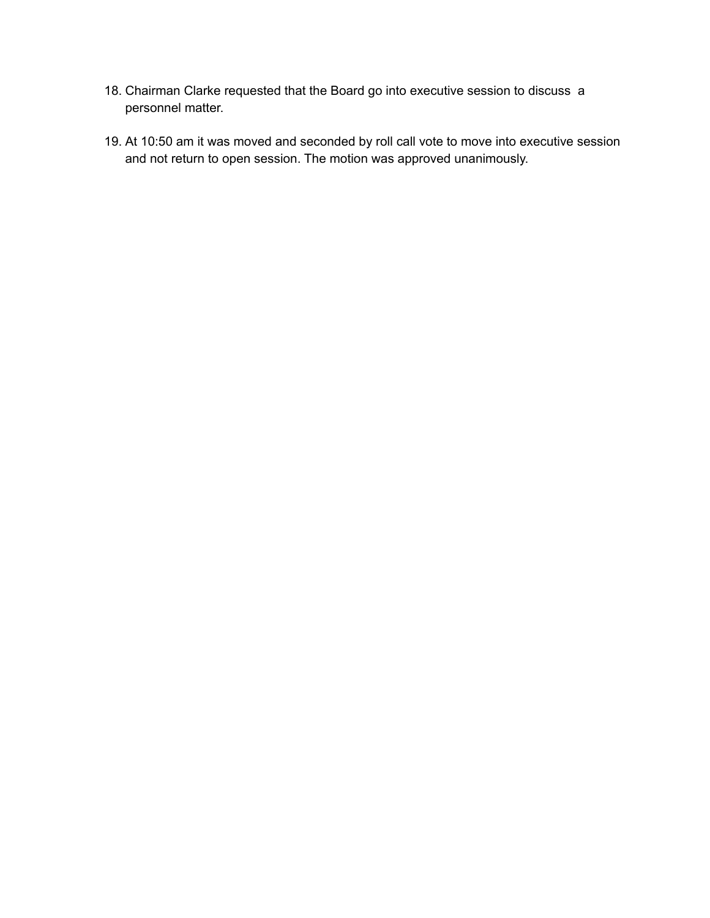18. Chairman Clarke requested that the Board go into executive session to discuss a personnel matter.

19. At 10:50 am it was moved and seconded by roll call vote to move into executive session and not return to open session. The motion was approved unanimously.